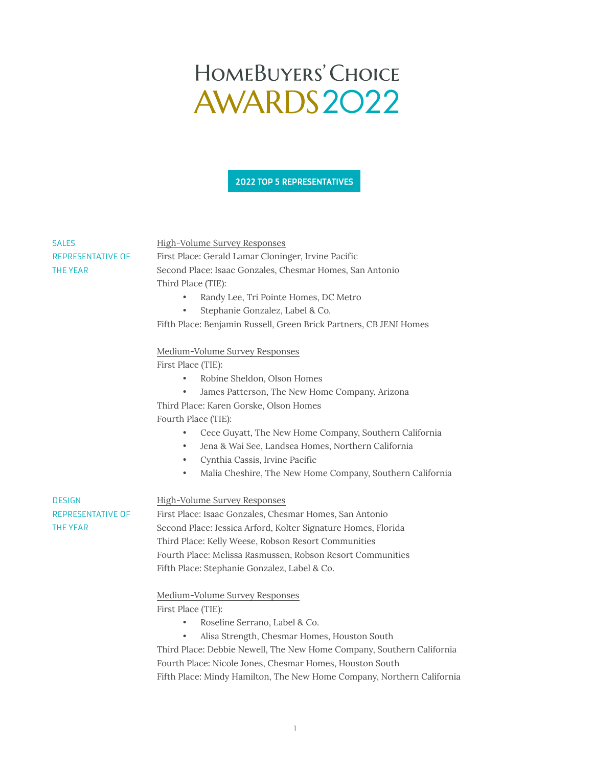# HomeBuyers' Choice Awards 2022

## 2022 TOP 5 REPRESENTATIVES

### SALES REPRESENTATIVE OF THE YEAR

High-Volume Survey Responses

First Place: Gerald Lamar Cloninger, Irvine Pacific
Second Place: Isaac Gonzales, Chesmar Homes, San Antonio
Third Place (TIE):

- Randy Lee, Tri Pointe Homes, DC Metro
- Stephanie Gonzalez, Label & Co.

Fifth Place: Benjamin Russell, Green Brick Partners, CB JENI Homes

Medium-Volume Survey Responses

First Place (TIE):

- Robine Sheldon, Olson Homes
- James Patterson, The New Home Company, Arizona

Third Place: Karen Gorske, Olson Homes
Fourth Place (TIE):

- Cece Guyatt, The New Home Company, Southern California
- Jena & Wai See, Landsea Homes, Northern California
- Cynthia Cassis, Irvine Pacific
- Malia Cheshire, The New Home Company, Southern California

### DESIGN REPRESENTATIVE OF THE YEAR

High-Volume Survey Responses

First Place: Isaac Gonzales, Chesmar Homes, San Antonio
Second Place: Jessica Arford, Kolter Signature Homes, Florida
Third Place: Kelly Weese, Robson Resort Communities
Fourth Place: Melissa Rasmussen, Robson Resort Communities
Fifth Place: Stephanie Gonzalez, Label & Co.

Medium-Volume Survey Responses

First Place (TIE):

- Roseline Serrano, Label & Co.
- Alisa Strength, Chesmar Homes, Houston South

Third Place: Debbie Newell, The New Home Company, Southern California
Fourth Place: Nicole Jones, Chesmar Homes, Houston South
Fifth Place: Mindy Hamilton, The New Home Company, Northern California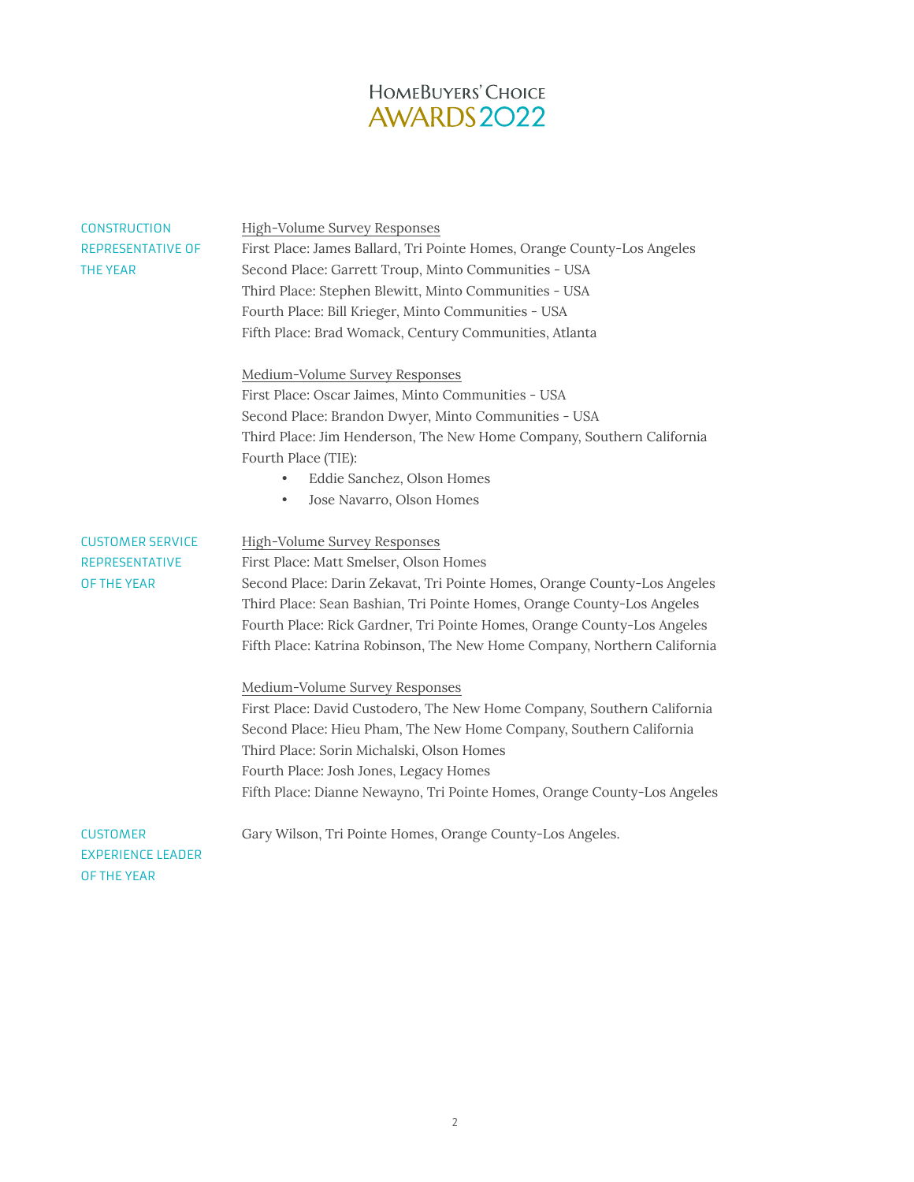# HomeBuyers' Choice Awards 2022

## CONSTRUCTION REPRESENTATIVE OF THE YEAR

High-Volume Survey Responses

First Place: James Ballard, Tri Pointe Homes, Orange County-Los Angeles
Second Place: Garrett Troup, Minto Communities - USA
Third Place: Stephen Blewitt, Minto Communities - USA
Fourth Place: Bill Krieger, Minto Communities - USA
Fifth Place: Brad Womack, Century Communities, Atlanta

Medium-Volume Survey Responses

First Place: Oscar Jaimes, Minto Communities - USA
Second Place: Brandon Dwyer, Minto Communities - USA
Third Place: Jim Henderson, The New Home Company, Southern California
Fourth Place (TIE):

- Eddie Sanchez, Olson Homes
- Jose Navarro, Olson Homes

## CUSTOMER SERVICE REPRESENTATIVE OF THE YEAR

High-Volume Survey Responses

First Place: Matt Smelser, Olson Homes
Second Place: Darin Zekavat, Tri Pointe Homes, Orange County-Los Angeles
Third Place: Sean Bashian, Tri Pointe Homes, Orange County-Los Angeles
Fourth Place: Rick Gardner, Tri Pointe Homes, Orange County-Los Angeles
Fifth Place: Katrina Robinson, The New Home Company, Northern California

Medium-Volume Survey Responses

First Place: David Custodero, The New Home Company, Southern California
Second Place: Hieu Pham, The New Home Company, Southern California
Third Place: Sorin Michalski, Olson Homes
Fourth Place: Josh Jones, Legacy Homes
Fifth Place: Dianne Newayno, Tri Pointe Homes, Orange County-Los Angeles

## CUSTOMER EXPERIENCE LEADER OF THE YEAR

Gary Wilson, Tri Pointe Homes, Orange County-Los Angeles.